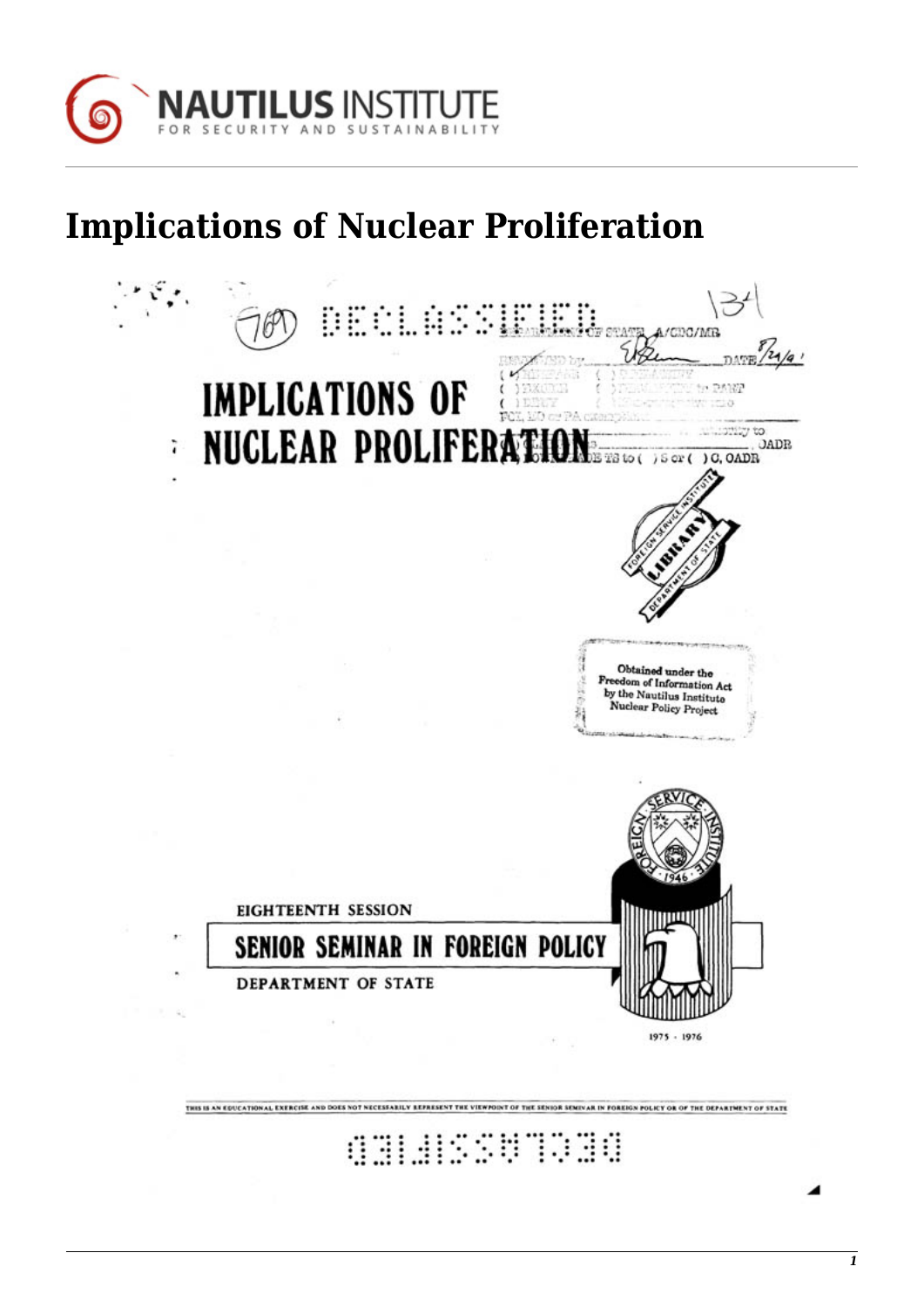# Implications of Nuclear Proliferation

DECLASSIFIED

# IMPLICATIONS OF NUCLEAR PROLIFERATION

Obtained under the Freedom of Information Act by the Nautilus Institute Nuclear Policy Project

EIGHTEENTH SESSION

## SENIOR SEMINAR IN FOREIGN POLICY

DEPARTMENT OF STATE

1975 - 1976

THIS IS AN EDUCATIONAL EXERCISE AND DOES NOT NECESSARILY REPRESENT THE VIEWPOINT OF THE SENIOR SEMINAR IN FOREIGN POLICY OR OF THE DEPARTMENT OF STATE

DECLASSIFIED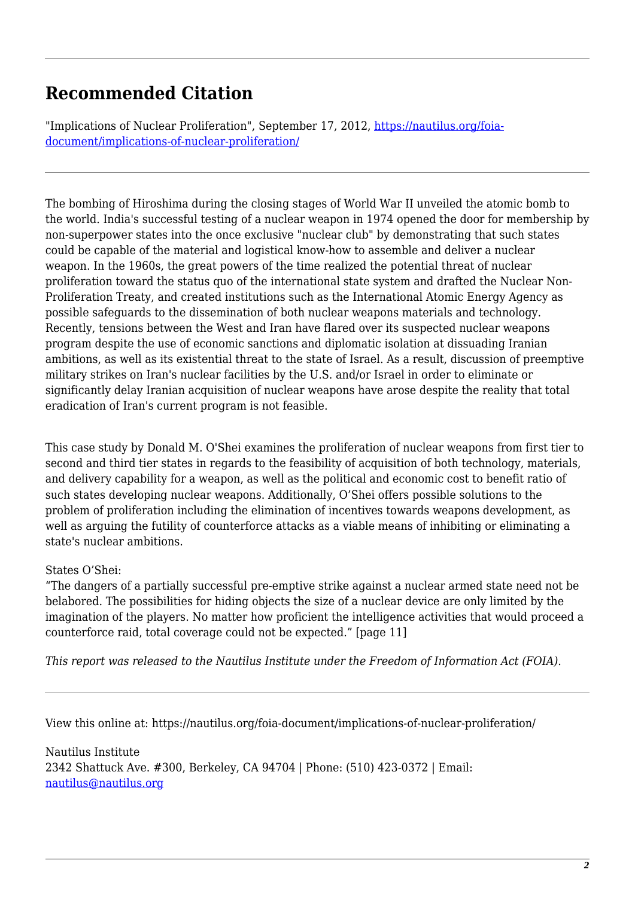## Recommended Citation

"Implications of Nuclear Proliferation", September 17, 2012, [https://nautilus.org/foia-document/implications-of-nuclear-proliferation/](https://nautilus.org/foia-document/implications-of-nuclear-proliferation/)

The bombing of Hiroshima during the closing stages of World War II unveiled the atomic bomb to the world. India's successful testing of a nuclear weapon in 1974 opened the door for membership by non-superpower states into the once exclusive "nuclear club" by demonstrating that such states could be capable of the material and logistical know-how to assemble and deliver a nuclear weapon. In the 1960s, the great powers of the time realized the potential threat of nuclear proliferation toward the status quo of the international state system and drafted the Nuclear Non-Proliferation Treaty, and created institutions such as the International Atomic Energy Agency as possible safeguards to the dissemination of both nuclear weapons materials and technology. Recently, tensions between the West and Iran have flared over its suspected nuclear weapons program despite the use of economic sanctions and diplomatic isolation at dissuading Iranian ambitions, as well as its existential threat to the state of Israel. As a result, discussion of preemptive military strikes on Iran's nuclear facilities by the U.S. and/or Israel in order to eliminate or significantly delay Iranian acquisition of nuclear weapons have arose despite the reality that total eradication of Iran's current program is not feasible.

This case study by Donald M. O'Shei examines the proliferation of nuclear weapons from first tier to second and third tier states in regards to the feasibility of acquisition of both technology, materials, and delivery capability for a weapon, as well as the political and economic cost to benefit ratio of such states developing nuclear weapons. Additionally, O'Shei offers possible solutions to the problem of proliferation including the elimination of incentives towards weapons development, as well as arguing the futility of counterforce attacks as a viable means of inhibiting or eliminating a state's nuclear ambitions.

States O'Shei:
"The dangers of a partially successful pre-emptive strike against a nuclear armed state need not be belabored. The possibilities for hiding objects the size of a nuclear device are only limited by the imagination of the players. No matter how proficient the intelligence activities that would proceed a counterforce raid, total coverage could not be expected." [page 11]

*This report was released to the Nautilus Institute under the Freedom of Information Act (FOIA).*

View this online at: https://nautilus.org/foia-document/implications-of-nuclear-proliferation/

Nautilus Institute
2342 Shattuck Ave. #300, Berkeley, CA 94704 | Phone: (510) 423-0372 | Email: [nautilus@nautilus.org](mailto:nautilus@nautilus.org)